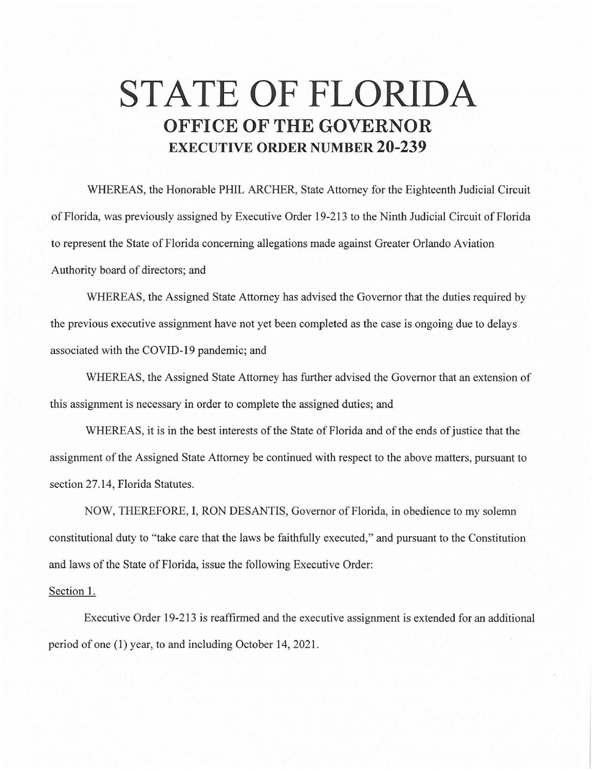# STATE OF FLORIDA

## OFFICE OF THE GOVERNOR

### EXECUTIVE ORDER NUMBER 20-239

WHEREAS, the Honorable PHIL ARCHER, State Attorney for the Eighteenth Judicial Circuit of Florida, was previously assigned by Executive Order 19-213 to the Ninth Judicial Circuit of Florida to represent the State of Florida concerning allegations made against Greater Orlando Aviation Authority board of directors; and

WHEREAS, the Assigned State Attorney has advised the Governor that the duties required by the previous executive assignment have not yet been completed as the case is ongoing due to delays associated with the COVID-19 pandemic; and

WHEREAS, the Assigned State Attorney has further advised the Governor that an extension of this assignment is necessary in order to complete the assigned duties; and

WHEREAS, it is in the best interests of the State of Florida and of the ends of justice that the assignment of the Assigned State Attorney be continued with respect to the above matters, pursuant to section 27.14, Florida Statutes.

NOW, THEREFORE, I, RON DESANTIS, Governor of Florida, in obedience to my solemn constitutional duty to "take care that the laws be faithfully executed," and pursuant to the Constitution and laws of the State of Florida, issue the following Executive Order:

Section 1.

Executive Order 19-213 is reaffirmed and the executive assignment is extended for an additional period of one (1) year, to and including October 14, 2021.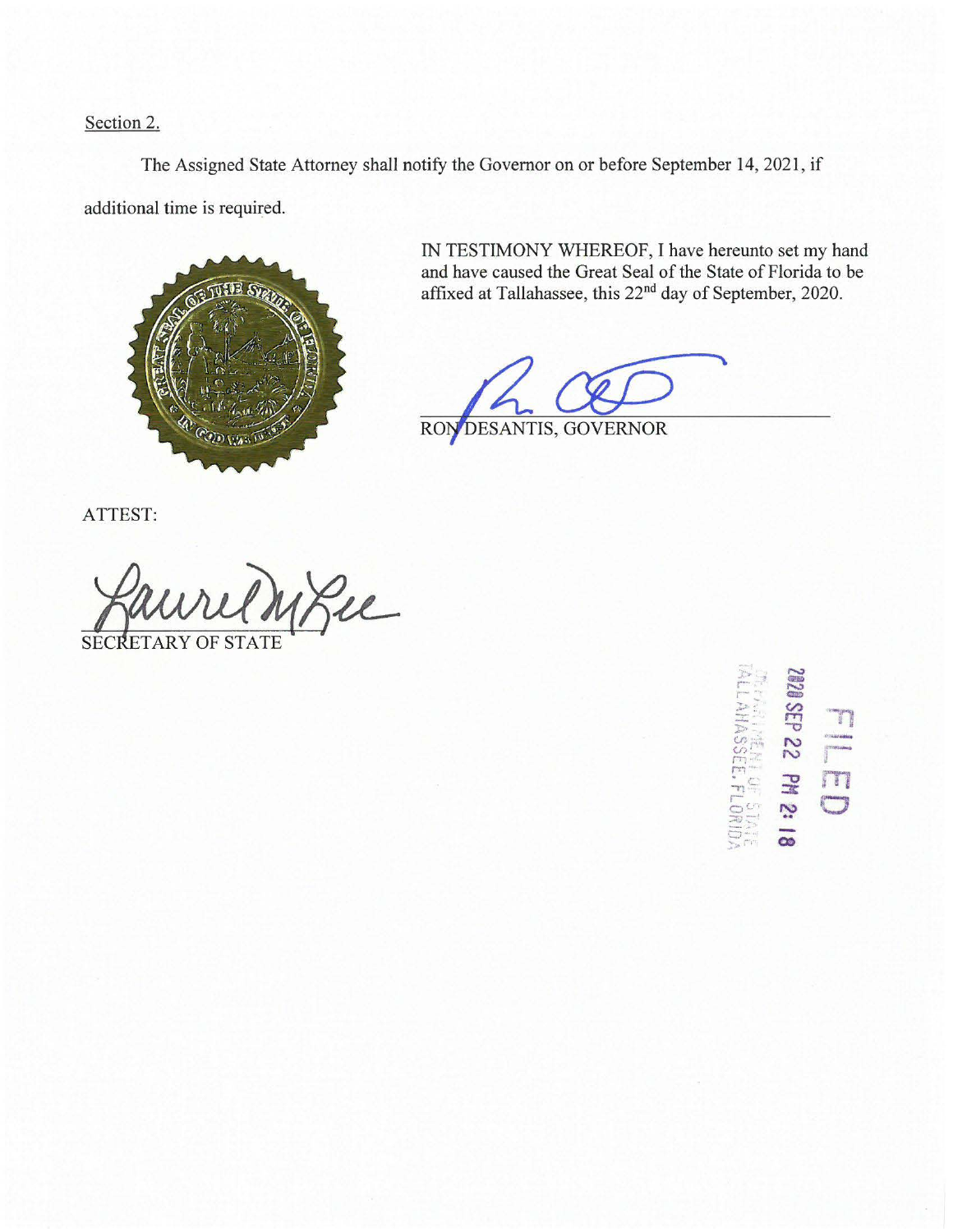Section 2.

The Assigned State Attorney shall notify the Governor on or before September 14, 2021, if additional time is required.

IN TESTIMONY WHEREOF, I have hereunto set my hand and have caused the Great Seal of the State of Florida to be affixed at Tallahassee, this 22nd day of September, 2020.

RON DESANTIS, GOVERNOR

ATTEST:

SECRETARY OF STATE

FILED

2020 SEP 22 PM 2:18

DEPARTMENT OF STATE
TALLAHASSEE, FLORIDA